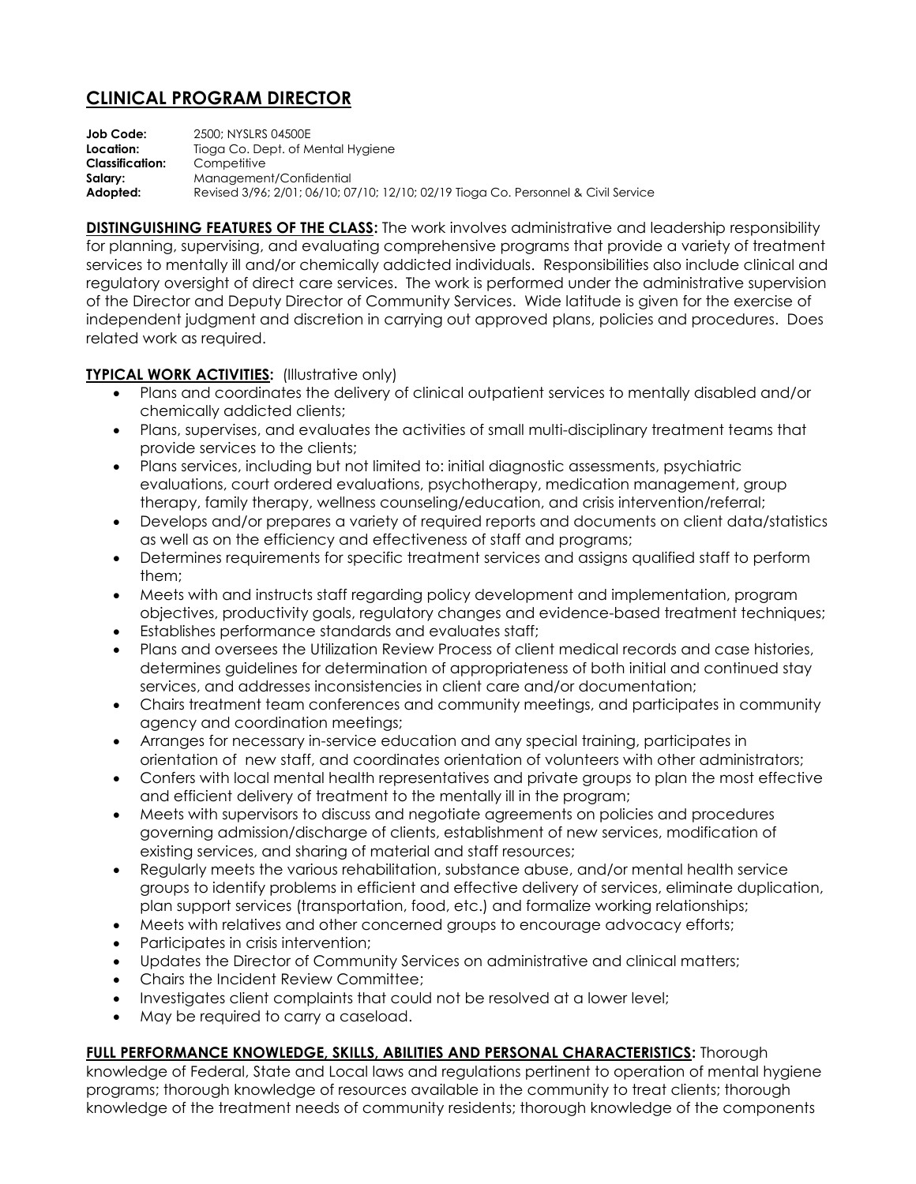# CLINICAL PROGRAM DIRECTOR

**Job Code:** 2500; NYSLRS 04500E
**Location:** Tioga Co. Dept. of Mental Hygiene
**Classification:** Competitive
**Salary:** Management/Confidential
**Adopted:** Revised 3/96; 2/01; 06/10; 07/10; 12/10; 02/19 Tioga Co. Personnel & Civil Service

**DISTINGUISHING FEATURES OF THE CLASS:** The work involves administrative and leadership responsibility for planning, supervising, and evaluating comprehensive programs that provide a variety of treatment services to mentally ill and/or chemically addicted individuals. Responsibilities also include clinical and regulatory oversight of direct care services. The work is performed under the administrative supervision of the Director and Deputy Director of Community Services. Wide latitude is given for the exercise of independent judgment and discretion in carrying out approved plans, policies and procedures. Does related work as required.

**TYPICAL WORK ACTIVITIES:** (Illustrative only)

- Plans and coordinates the delivery of clinical outpatient services to mentally disabled and/or chemically addicted clients;
- Plans, supervises, and evaluates the activities of small multi-disciplinary treatment teams that provide services to the clients;
- Plans services, including but not limited to: initial diagnostic assessments, psychiatric evaluations, court ordered evaluations, psychotherapy, medication management, group therapy, family therapy, wellness counseling/education, and crisis intervention/referral;
- Develops and/or prepares a variety of required reports and documents on client data/statistics as well as on the efficiency and effectiveness of staff and programs;
- Determines requirements for specific treatment services and assigns qualified staff to perform them;
- Meets with and instructs staff regarding policy development and implementation, program objectives, productivity goals, regulatory changes and evidence-based treatment techniques;
- Establishes performance standards and evaluates staff;
- Plans and oversees the Utilization Review Process of client medical records and case histories, determines guidelines for determination of appropriateness of both initial and continued stay services, and addresses inconsistencies in client care and/or documentation;
- Chairs treatment team conferences and community meetings, and participates in community agency and coordination meetings;
- Arranges for necessary in-service education and any special training, participates in orientation of new staff, and coordinates orientation of volunteers with other administrators;
- Confers with local mental health representatives and private groups to plan the most effective and efficient delivery of treatment to the mentally ill in the program;
- Meets with supervisors to discuss and negotiate agreements on policies and procedures governing admission/discharge of clients, establishment of new services, modification of existing services, and sharing of material and staff resources;
- Regularly meets the various rehabilitation, substance abuse, and/or mental health service groups to identify problems in efficient and effective delivery of services, eliminate duplication, plan support services (transportation, food, etc.) and formalize working relationships;
- Meets with relatives and other concerned groups to encourage advocacy efforts;
- Participates in crisis intervention;
- Updates the Director of Community Services on administrative and clinical matters;
- Chairs the Incident Review Committee;
- Investigates client complaints that could not be resolved at a lower level;
- May be required to carry a caseload.

**FULL PERFORMANCE KNOWLEDGE, SKILLS, ABILITIES AND PERSONAL CHARACTERISTICS:** Thorough knowledge of Federal, State and Local laws and regulations pertinent to operation of mental hygiene programs; thorough knowledge of resources available in the community to treat clients; thorough knowledge of the treatment needs of community residents; thorough knowledge of the components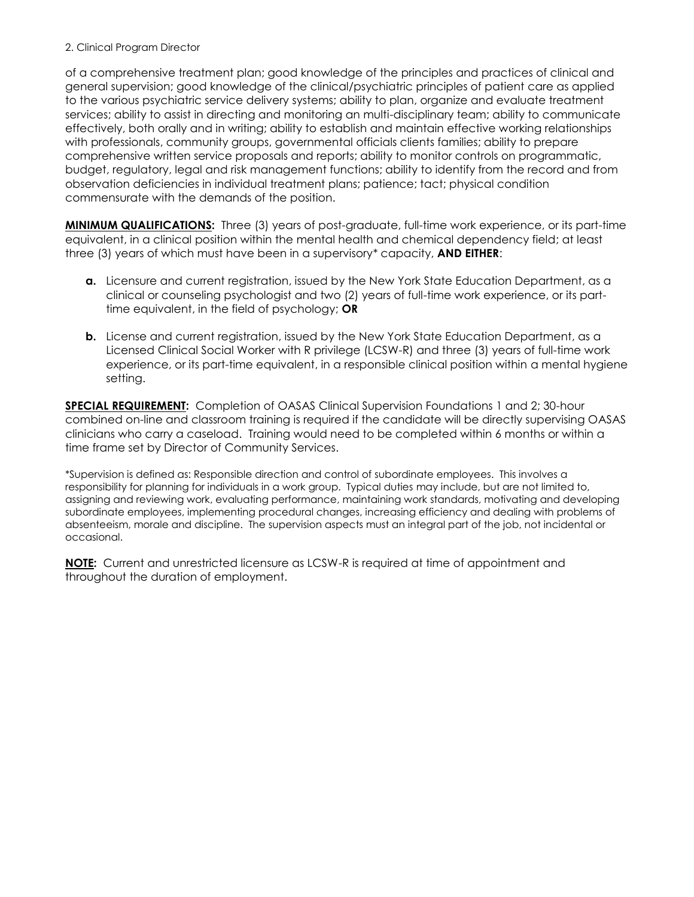of a comprehensive treatment plan; good knowledge of the principles and practices of clinical and general supervision; good knowledge of the clinical/psychiatric principles of patient care as applied to the various psychiatric service delivery systems; ability to plan, organize and evaluate treatment services; ability to assist in directing and monitoring an multi-disciplinary team; ability to communicate effectively, both orally and in writing; ability to establish and maintain effective working relationships with professionals, community groups, governmental officials clients families; ability to prepare comprehensive written service proposals and reports; ability to monitor controls on programmatic, budget, regulatory, legal and risk management functions; ability to identify from the record and from observation deficiencies in individual treatment plans; patience; tact; physical condition commensurate with the demands of the position.

**MINIMUM QUALIFICATIONS:** Three (3) years of post-graduate, full-time work experience, or its part-time equivalent, in a clinical position within the mental health and chemical dependency field; at least three (3) years of which must have been in a supervisory* capacity, **AND EITHER**:

- **a.** Licensure and current registration, issued by the New York State Education Department, as a clinical or counseling psychologist and two (2) years of full-time work experience, or its part-time equivalent, in the field of psychology; **OR**

- **b.** License and current registration, issued by the New York State Education Department, as a Licensed Clinical Social Worker with R privilege (LCSW-R) and three (3) years of full-time work experience, or its part-time equivalent, in a responsible clinical position within a mental hygiene setting.

**SPECIAL REQUIREMENT:** Completion of OASAS Clinical Supervision Foundations 1 and 2; 30-hour combined on-line and classroom training is required if the candidate will be directly supervising OASAS clinicians who carry a caseload. Training would need to be completed within 6 months or within a time frame set by Director of Community Services.

*Supervision is defined as: Responsible direction and control of subordinate employees. This involves a responsibility for planning for individuals in a work group. Typical duties may include, but are not limited to, assigning and reviewing work, evaluating performance, maintaining work standards, motivating and developing subordinate employees, implementing procedural changes, increasing efficiency and dealing with problems of absenteeism, morale and discipline. The supervision aspects must an integral part of the job, not incidental or occasional.

**NOTE:** Current and unrestricted licensure as LCSW-R is required at time of appointment and throughout the duration of employment.